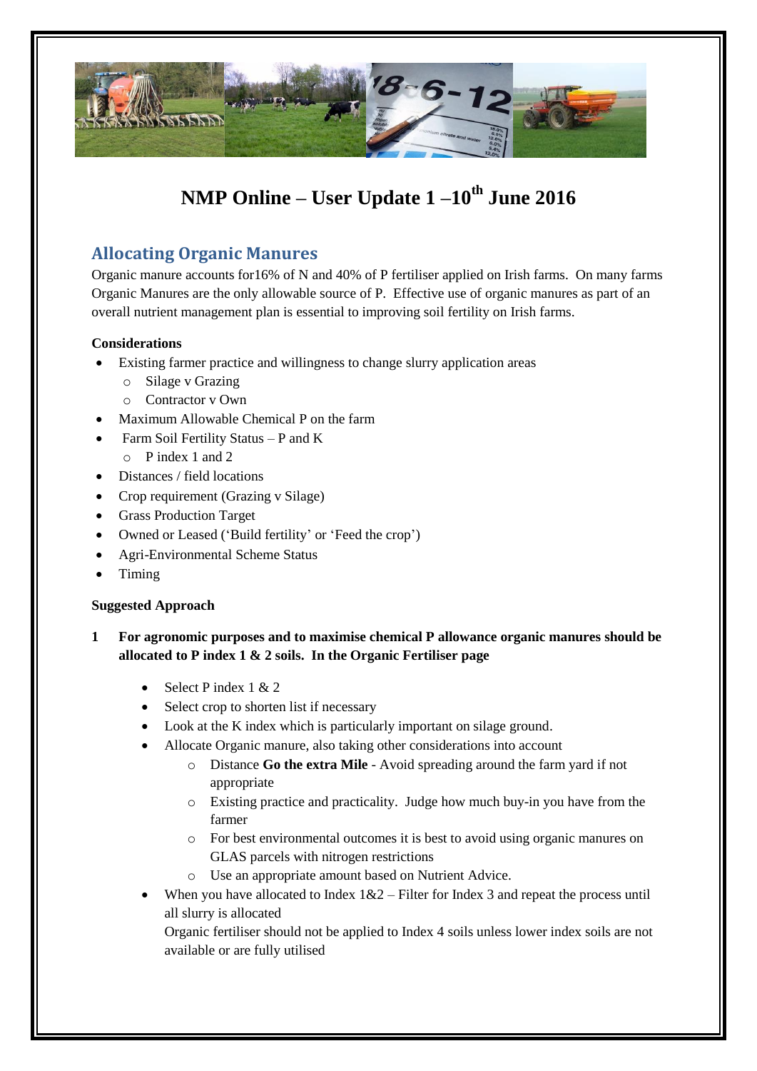# NMP Online – User Update 1 –10th June 2016

## Allocating Organic Manures

Organic manure accounts for16% of N and 40% of P fertiliser applied on Irish farms. On many farms Organic Manures are the only allowable source of P. Effective use of organic manures as part of an overall nutrient management plan is essential to improving soil fertility on Irish farms.

**Considerations**

- Existing farmer practice and willingness to change slurry application areas
  - Silage v Grazing
  - Contractor v Own
- Maximum Allowable Chemical P on the farm
- Farm Soil Fertility Status – P and K
  - P index 1 and 2
- Distances / field locations
- Crop requirement (Grazing v Silage)
- Grass Production Target
- Owned or Leased ('Build fertility' or 'Feed the crop')
- Agri-Environmental Scheme Status
- Timing

**Suggested Approach**

1. **For agronomic purposes and to maximise chemical P allowance organic manures should be allocated to P index 1 & 2 soils. In the Organic Fertiliser page**

   - Select P index 1 & 2
   - Select crop to shorten list if necessary
   - Look at the K index which is particularly important on silage ground.
   - Allocate Organic manure, also taking other considerations into account
     - Distance **Go the extra Mile** - Avoid spreading around the farm yard if not appropriate
     - Existing practice and practicality. Judge how much buy-in you have from the farmer
     - For best environmental outcomes it is best to avoid using organic manures on GLAS parcels with nitrogen restrictions
     - Use an appropriate amount based on Nutrient Advice.
   - When you have allocated to Index 1&2 – Filter for Index 3 and repeat the process until all slurry is allocated
     Organic fertiliser should not be applied to Index 4 soils unless lower index soils are not available or are fully utilised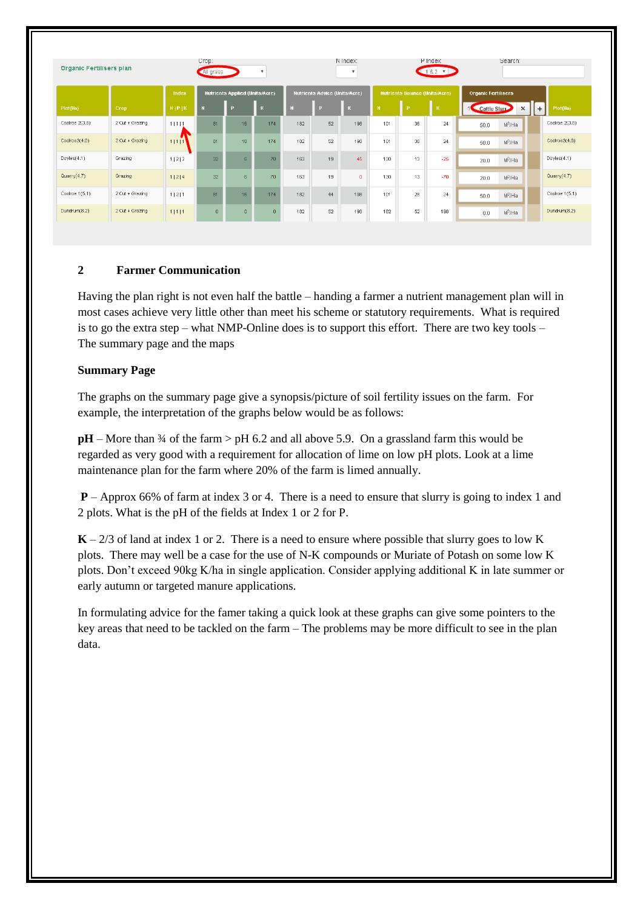| Organic Fertilisers plan | | Crop: All grass | | | | N Index: | | P Index: 1 & 2 | | | Search: | |
|---|---|---|---|---|---|---|---|---|---|---|---|---|
| | | Index | Nutrients Applied (Units/Acre) | | | Nutrients Advice (Units/Acre) | | | Nutrients Balance (Units/Acre) | | | Organic Fertilisers | |
| Plot(Ha) | Crop | N \| P \| K | N | P | K | N | P | K | N | P | K | Cattle Slurry | Plot(Ha) |
| Coolroe 2(3.8) | 2 Cut + Grazing | 1 \| 1 \| 1 | 81 | 16 | 174 | 182 | 52 | 198 | 101 | 36 | 24 | 50.0 M³/Ha | Coolroe 2(3.8) |
| Coolroe3(4.0) | 2 Cut + Grazing | 1 \| 1 \| 1 | 81 | 16 | 174 | 182 | 52 | 198 | 101 | 36 | 24 | 50.0 M³/Ha | Coolroe3(4.0) |
| Doyles(4.1) | Grazing | 1 \| 2 \| 2 | 32 | 6 | 70 | 163 | 19 | 45 | 130 | 13 | -25 | 20.0 M³/Ha | Doyles(4.1) |
| Quarry(4.7) | Grazing | 1 \| 2 \| 4 | 32 | 6 | 70 | 163 | 19 | 0 | 130 | 13 | -70 | 20.0 M³/Ha | Quarry(4.7) |
| Coolroe 1(5.1) | 2 Cut + Grazing | 1 \| 2 \| 1 | 81 | 16 | 174 | 182 | 44 | 198 | 101 | 28 | 24 | 50.0 M³/Ha | Coolroe 1(5.1) |
| Dundrum(8.2) | 2 Cut + Grazing | 1 \| 1 \| 1 | 0 | 0 | 0 | 182 | 52 | 198 | 182 | 52 | 198 | 0.0 M³/Ha | Dundrum(8.2) |

## 2 Farmer Communication

Having the plan right is not even half the battle – handing a farmer a nutrient management plan will in most cases achieve very little other than meet his scheme or statutory requirements. What is required is to go the extra step – what NMP-Online does is to support this effort. There are two key tools – The summary page and the maps

**Summary Page**

The graphs on the summary page give a synopsis/picture of soil fertility issues on the farm. For example, the interpretation of the graphs below would be as follows:

**pH** – More than ¾ of the farm > pH 6.2 and all above 5.9. On a grassland farm this would be regarded as very good with a requirement for allocation of lime on low pH plots. Look at a lime maintenance plan for the farm where 20% of the farm is limed annually.

**P** – Approx 66% of farm at index 3 or 4. There is a need to ensure that slurry is going to index 1 and 2 plots. What is the pH of the fields at Index 1 or 2 for P.

**K** – 2/3 of land at index 1 or 2. There is a need to ensure where possible that slurry goes to low K plots. There may well be a case for the use of N-K compounds or Muriate of Potash on some low K plots. Don't exceed 90kg K/ha in single application. Consider applying additional K in late summer or early autumn or targeted manure applications.

In formulating advice for the famer taking a quick look at these graphs can give some pointers to the key areas that need to be tackled on the farm – The problems may be more difficult to see in the plan data.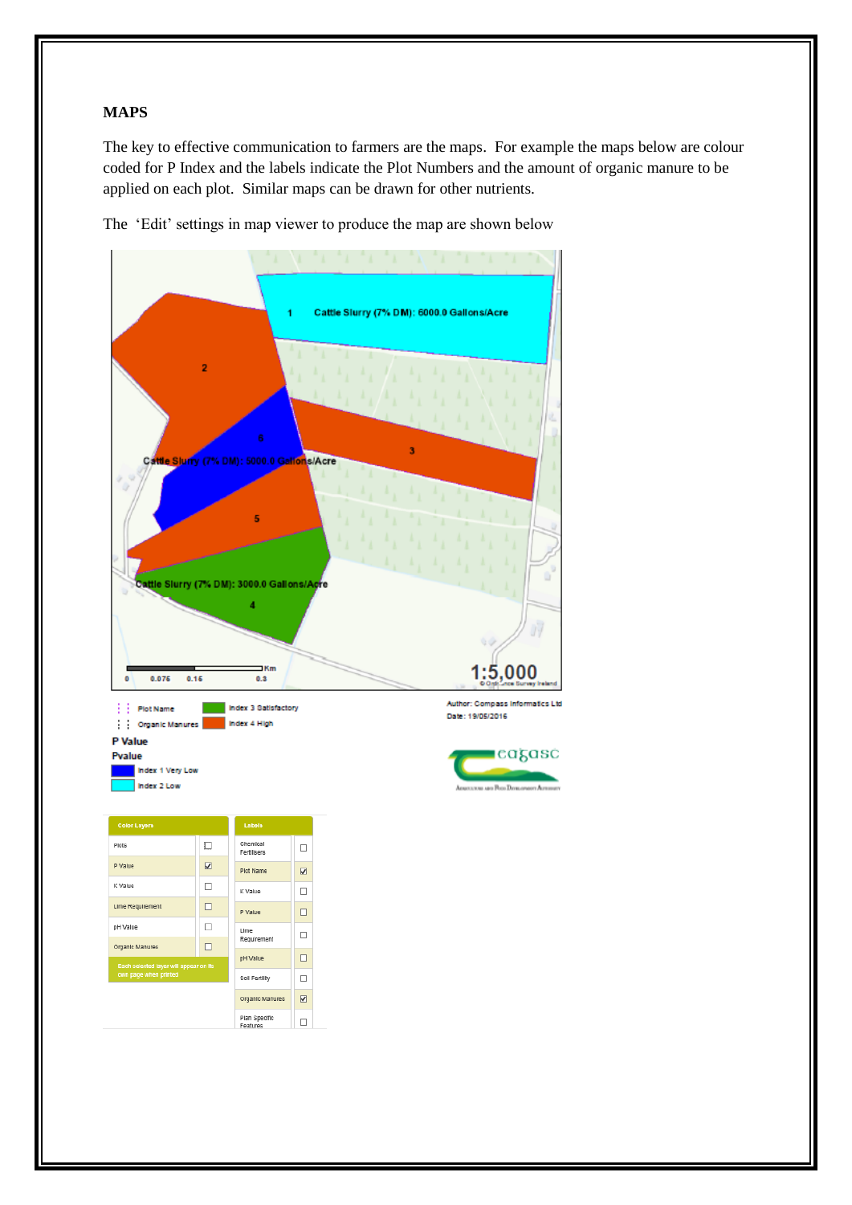## MAPS

The key to effective communication to farmers are the maps. For example the maps below are colour coded for P Index and the labels indicate the Plot Numbers and the amount of organic manure to be applied on each plot. Similar maps can be drawn for other nutrients.

The 'Edit' settings in map viewer to produce the map are shown below

1 Cattle Slurry (7% DM): 6000.0 Gallons/Acre

2

6

Cattle Slurry (7% DM): 5000.0 Gallons/Acre

3

5

Cattle Slurry (7% DM): 3000.0 Gallons/Acre

4

0 0.075 0.15 0.3 Km

1:5,000

© Ordnance Survey Ireland

Plot Name

Organic Manures

Index 3 Satisfactory

Index 4 High

P Value

Pvalue

Index 1 Very Low

Index 2 Low

Author: Compass Informatics Ltd

Date: 19/05/2016

Teagasc

Agriculture and Food Development Authority

| Color Layers | |
|---|---|
| Plots | ☐ |
| P Value | ☑ |
| K Value | ☐ |
| Lime Requirement | ☐ |
| pH Value | ☐ |
| Organic Manures | ☐ |
| Each selected layer will appear on its own page when printed | |

| Labels | |
|---|---|
| Chemical Fertilisers | ☐ |
| Plot Name | ☑ |
| K Value | ☐ |
| P Value | ☐ |
| Lime Requirement | ☐ |
| pH Value | ☐ |
| Soil Fertility | ☐ |
| Organic Manures | ☑ |
| Plan Specific Features | ☐ |